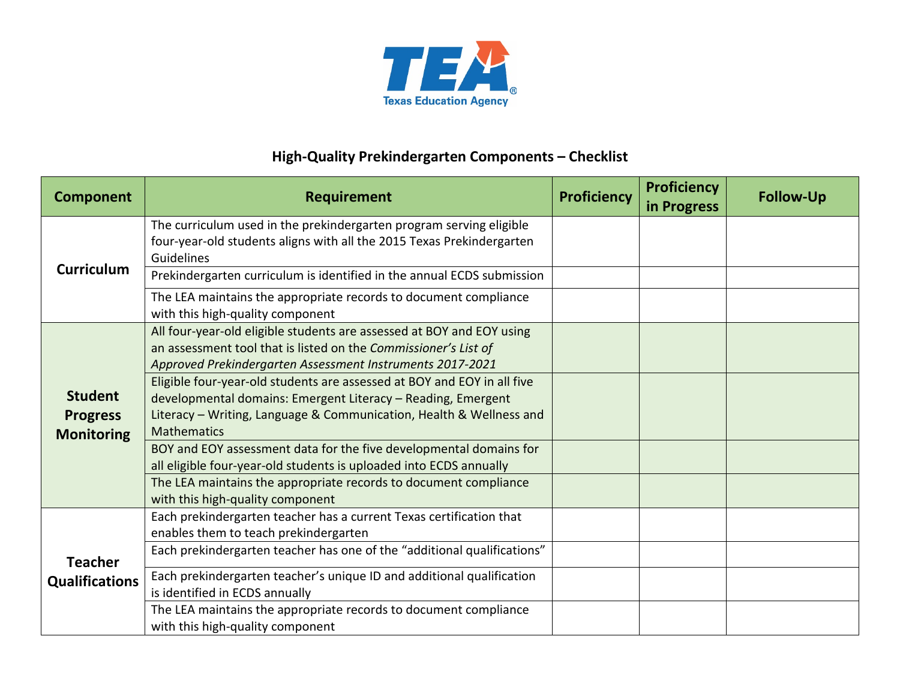Texas Education Agency

## High-Quality Prekindergarten Components – Checklist

| Component | Requirement | Proficiency | Proficiency in Progress | Follow-Up |
|---|---|---|---|---|
| **Curriculum** | The curriculum used in the prekindergarten program serving eligible four-year-old students aligns with all the 2015 Texas Prekindergarten Guidelines | | | |
| | Prekindergarten curriculum is identified in the annual ECDS submission | | | |
| | The LEA maintains the appropriate records to document compliance with this high-quality component | | | |
| **Student Progress Monitoring** | All four-year-old eligible students are assessed at BOY and EOY using an assessment tool that is listed on the *Commissioner's List of Approved Prekindergarten Assessment Instruments 2017-2021* | | | |
| | Eligible four-year-old students are assessed at BOY and EOY in all five developmental domains: Emergent Literacy – Reading, Emergent Literacy – Writing, Language & Communication, Health & Wellness and Mathematics | | | |
| | BOY and EOY assessment data for the five developmental domains for all eligible four-year-old students is uploaded into ECDS annually | | | |
| | The LEA maintains the appropriate records to document compliance with this high-quality component | | | |
| **Teacher Qualifications** | Each prekindergarten teacher has a current Texas certification that enables them to teach prekindergarten | | | |
| | Each prekindergarten teacher has one of the "additional qualifications" | | | |
| | Each prekindergarten teacher's unique ID and additional qualification is identified in ECDS annually | | | |
| | The LEA maintains the appropriate records to document compliance with this high-quality component | | | |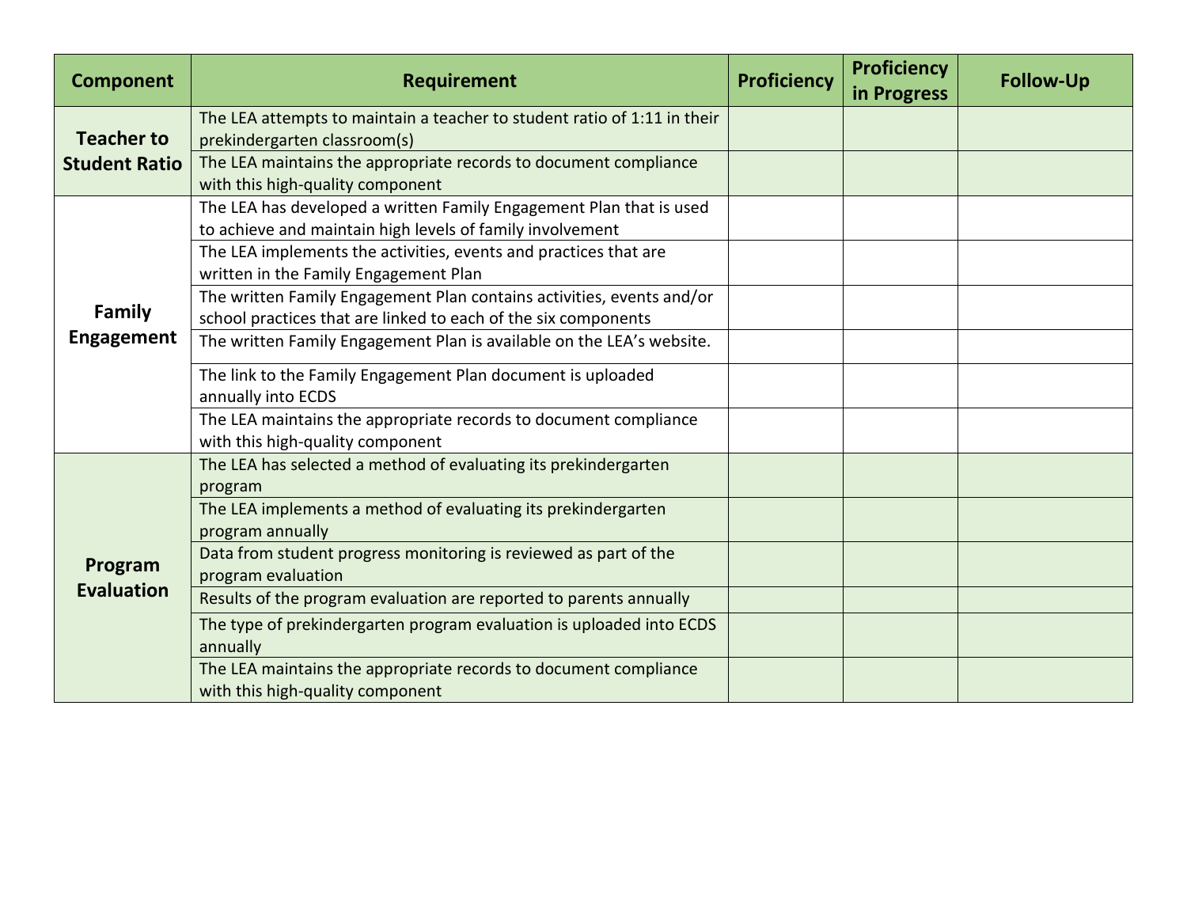| Component | Requirement | Proficiency | Proficiency in Progress | Follow-Up |
|---|---|---|---|---|
| Teacher to Student Ratio | The LEA attempts to maintain a teacher to student ratio of 1:11 in their prekindergarten classroom(s) | | | |
| | The LEA maintains the appropriate records to document compliance with this high-quality component | | | |
| Family Engagement | The LEA has developed a written Family Engagement Plan that is used to achieve and maintain high levels of family involvement | | | |
| | The LEA implements the activities, events and practices that are written in the Family Engagement Plan | | | |
| | The written Family Engagement Plan contains activities, events and/or school practices that are linked to each of the six components | | | |
| | The written Family Engagement Plan is available on the LEA's website. | | | |
| | The link to the Family Engagement Plan document is uploaded annually into ECDS | | | |
| | The LEA maintains the appropriate records to document compliance with this high-quality component | | | |
| Program Evaluation | The LEA has selected a method of evaluating its prekindergarten program | | | |
| | The LEA implements a method of evaluating its prekindergarten program annually | | | |
| | Data from student progress monitoring is reviewed as part of the program evaluation | | | |
| | Results of the program evaluation are reported to parents annually | | | |
| | The type of prekindergarten program evaluation is uploaded into ECDS annually | | | |
| | The LEA maintains the appropriate records to document compliance with this high-quality component | | | |